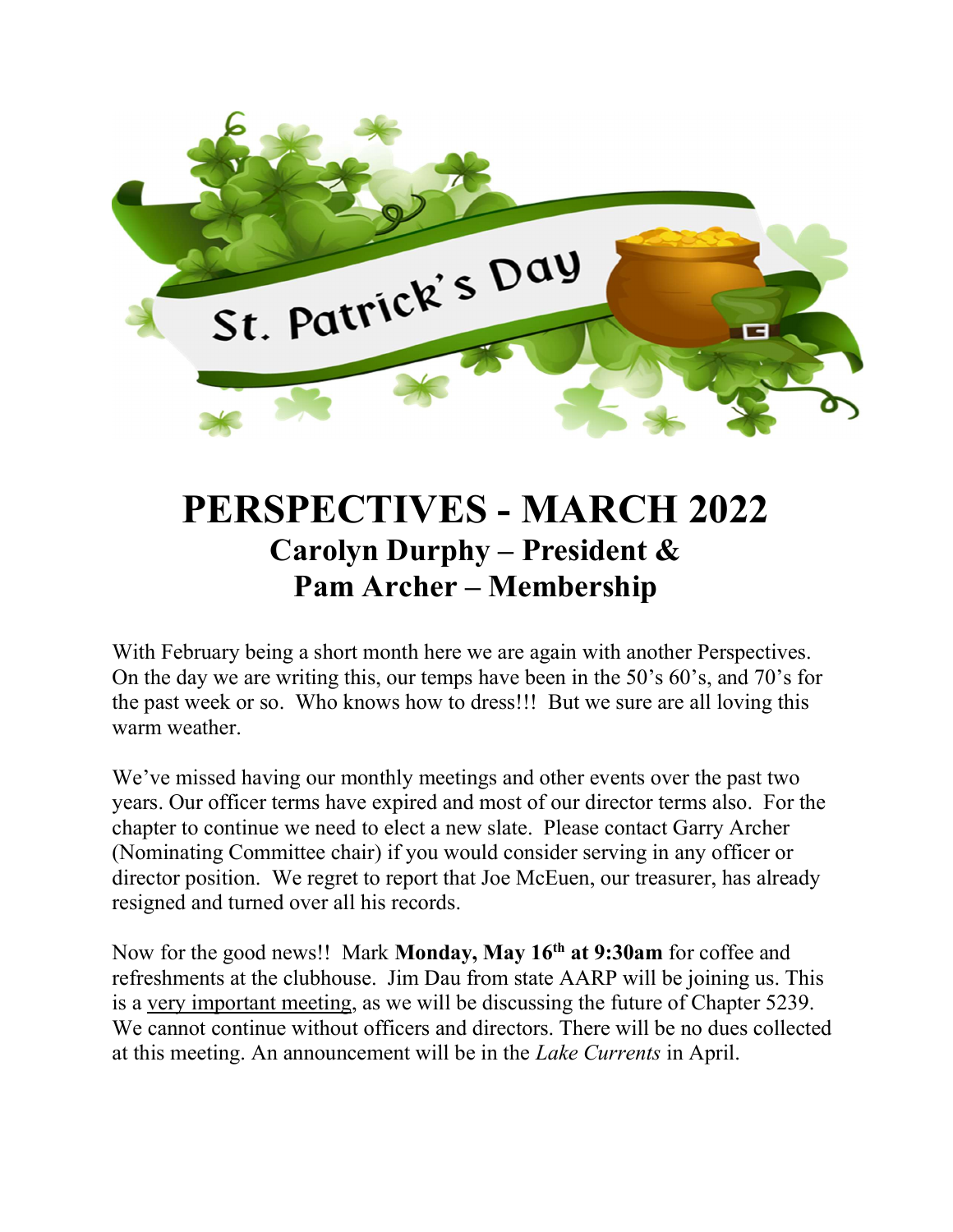# PERSPECTIVES - MARCH 2022

## Carolyn Durphy – President & Pam Archer – Membership

With February being a short month here we are again with another Perspectives. On the day we are writing this, our temps have been in the 50's 60's, and 70's for the past week or so. Who knows how to dress!!! But we sure are all loving this warm weather.

We've missed having our monthly meetings and other events over the past two years. Our officer terms have expired and most of our director terms also. For the chapter to continue we need to elect a new slate. Please contact Garry Archer (Nominating Committee chair) if you would consider serving in any officer or director position. We regret to report that Joe McEuen, our treasurer, has already resigned and turned over all his records.

Now for the good news!! Mark **Monday, May 16th at 9:30am** for coffee and refreshments at the clubhouse. Jim Dau from state AARP will be joining us. This is a very important meeting, as we will be discussing the future of Chapter 5239. We cannot continue without officers and directors. There will be no dues collected at this meeting. An announcement will be in the *Lake Currents* in April.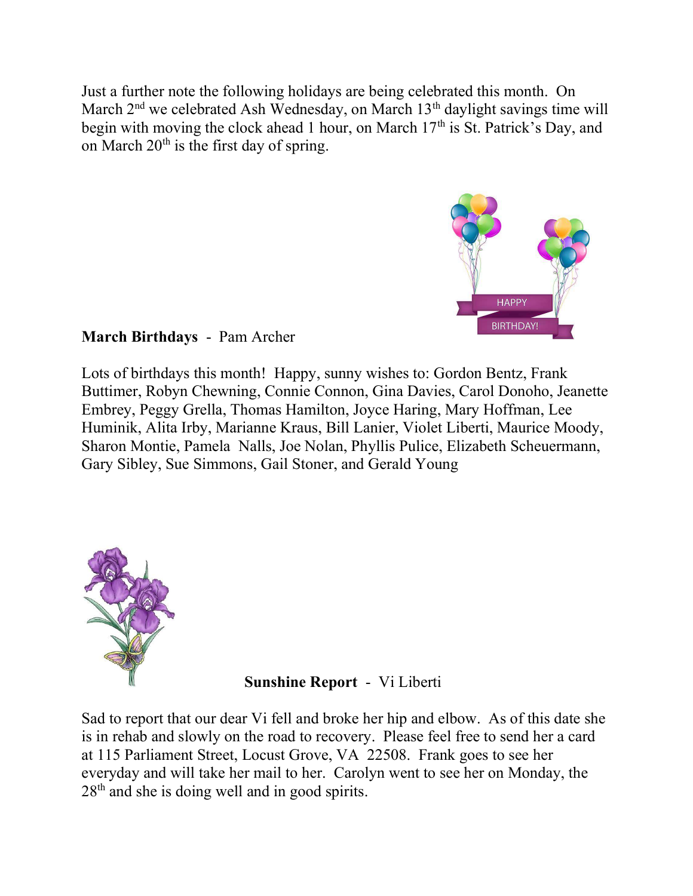Just a further note the following holidays are being celebrated this month. On March 2nd we celebrated Ash Wednesday, on March 13th daylight savings time will begin with moving the clock ahead 1 hour, on March 17th is St. Patrick's Day, and on March 20th is the first day of spring.

**March Birthdays** - Pam Archer

Lots of birthdays this month! Happy, sunny wishes to: Gordon Bentz, Frank Buttimer, Robyn Chewning, Connie Connon, Gina Davies, Carol Donoho, Jeanette Embrey, Peggy Grella, Thomas Hamilton, Joyce Haring, Mary Hoffman, Lee Huminik, Alita Irby, Marianne Kraus, Bill Lanier, Violet Liberti, Maurice Moody, Sharon Montie, Pamela Nalls, Joe Nolan, Phyllis Pulice, Elizabeth Scheuermann, Gary Sibley, Sue Simmons, Gail Stoner, and Gerald Young

**Sunshine Report** - Vi Liberti

Sad to report that our dear Vi fell and broke her hip and elbow. As of this date she is in rehab and slowly on the road to recovery. Please feel free to send her a card at 115 Parliament Street, Locust Grove, VA 22508. Frank goes to see her everyday and will take her mail to her. Carolyn went to see her on Monday, the 28th and she is doing well and in good spirits.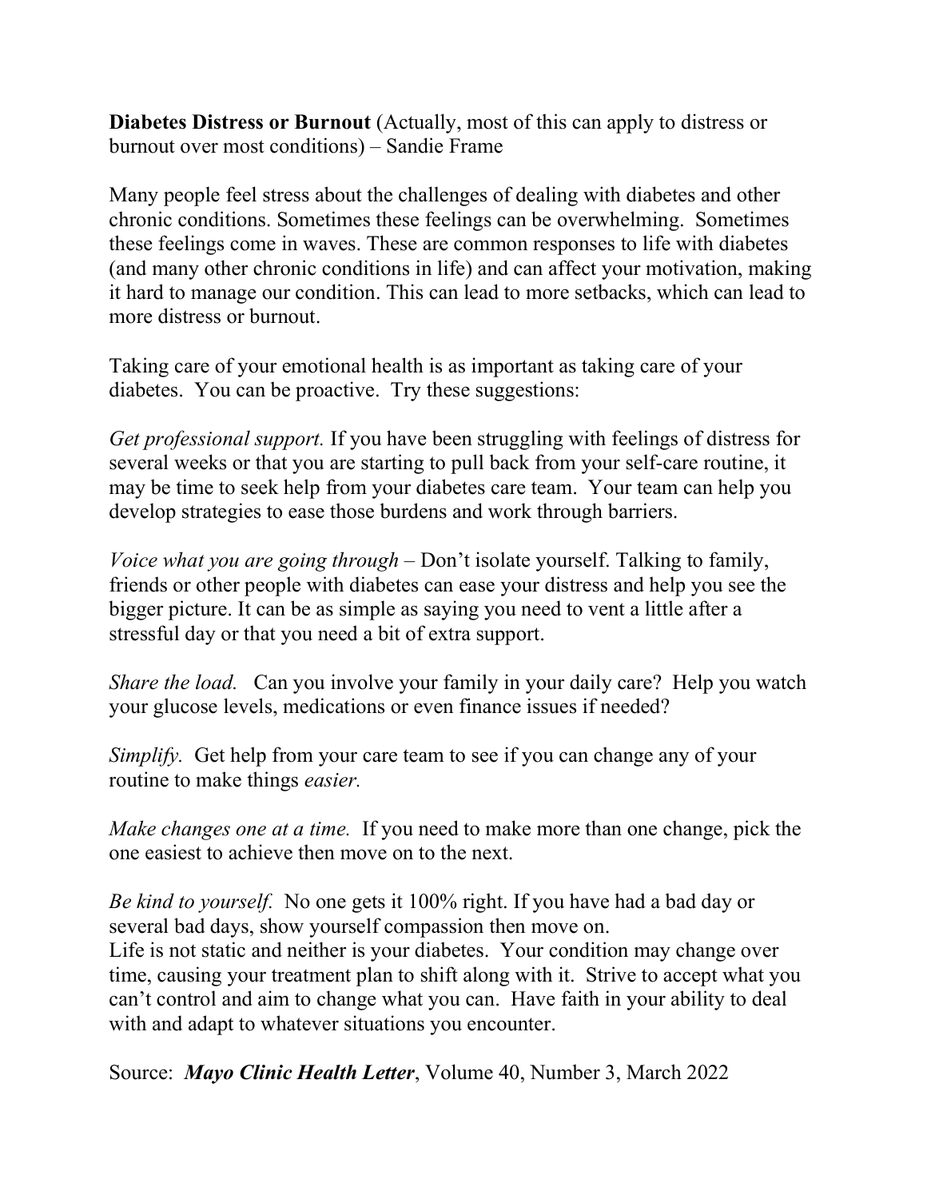**Diabetes Distress or Burnout** (Actually, most of this can apply to distress or burnout over most conditions) – Sandie Frame

Many people feel stress about the challenges of dealing with diabetes and other chronic conditions. Sometimes these feelings can be overwhelming. Sometimes these feelings come in waves. These are common responses to life with diabetes (and many other chronic conditions in life) and can affect your motivation, making it hard to manage our condition. This can lead to more setbacks, which can lead to more distress or burnout.

Taking care of your emotional health is as important as taking care of your diabetes. You can be proactive. Try these suggestions:

*Get professional support.* If you have been struggling with feelings of distress for several weeks or that you are starting to pull back from your self-care routine, it may be time to seek help from your diabetes care team. Your team can help you develop strategies to ease those burdens and work through barriers.

*Voice what you are going through* – Don't isolate yourself. Talking to family, friends or other people with diabetes can ease your distress and help you see the bigger picture. It can be as simple as saying you need to vent a little after a stressful day or that you need a bit of extra support.

*Share the load.* Can you involve your family in your daily care? Help you watch your glucose levels, medications or even finance issues if needed?

*Simplify.* Get help from your care team to see if you can change any of your routine to make things *easier.*

*Make changes one at a time.* If you need to make more than one change, pick the one easiest to achieve then move on to the next.

*Be kind to yourself.* No one gets it 100% right. If you have had a bad day or several bad days, show yourself compassion then move on.
Life is not static and neither is your diabetes. Your condition may change over time, causing your treatment plan to shift along with it. Strive to accept what you can't control and aim to change what you can. Have faith in your ability to deal with and adapt to whatever situations you encounter.

Source: ***Mayo Clinic Health Letter***, Volume 40, Number 3, March 2022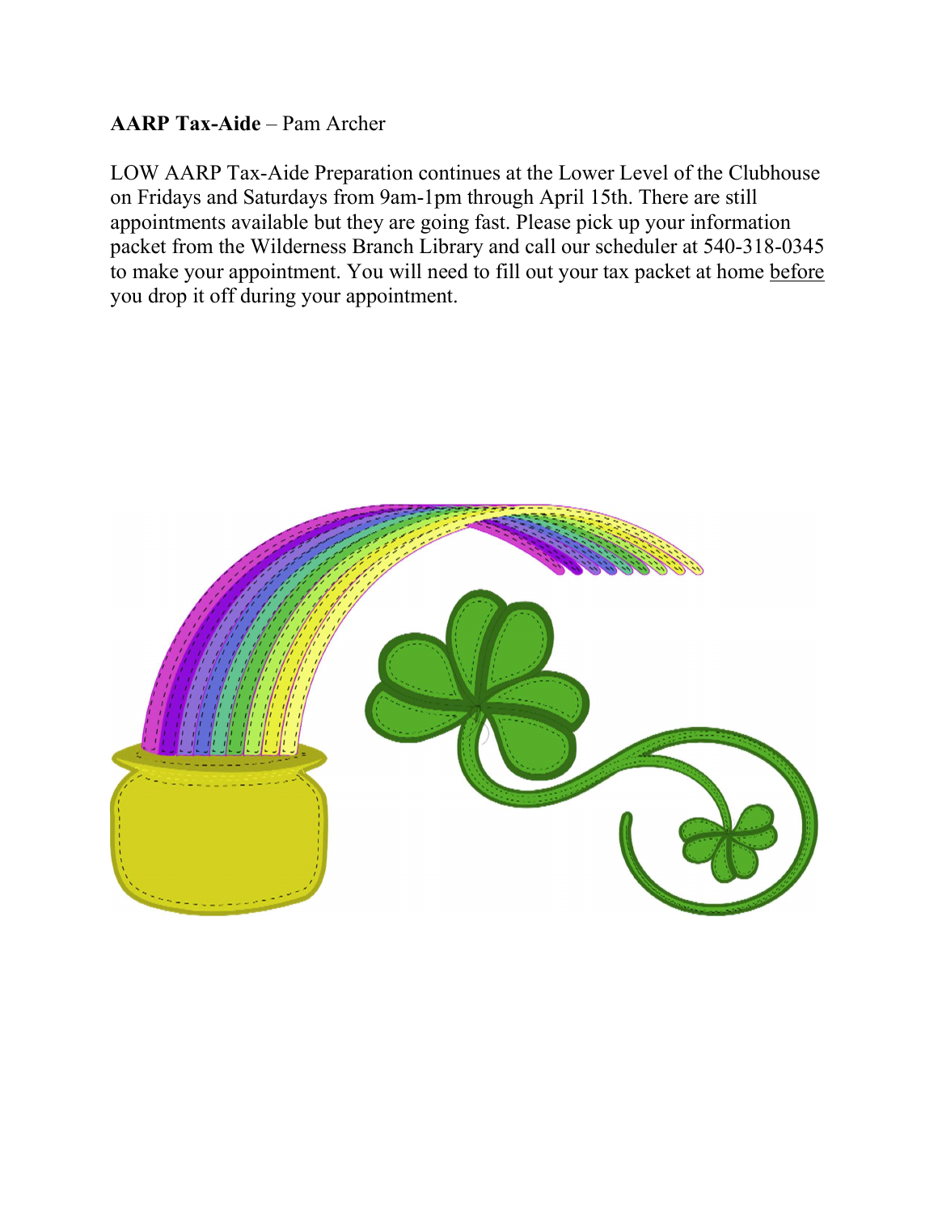**AARP Tax-Aide** – Pam Archer

LOW AARP Tax-Aide Preparation continues at the Lower Level of the Clubhouse on Fridays and Saturdays from 9am-1pm through April 15th. There are still appointments available but they are going fast. Please pick up your information packet from the Wilderness Branch Library and call our scheduler at 540-318-0345 to make your appointment. You will need to fill out your tax packet at home <u>before</u> you drop it off during your appointment.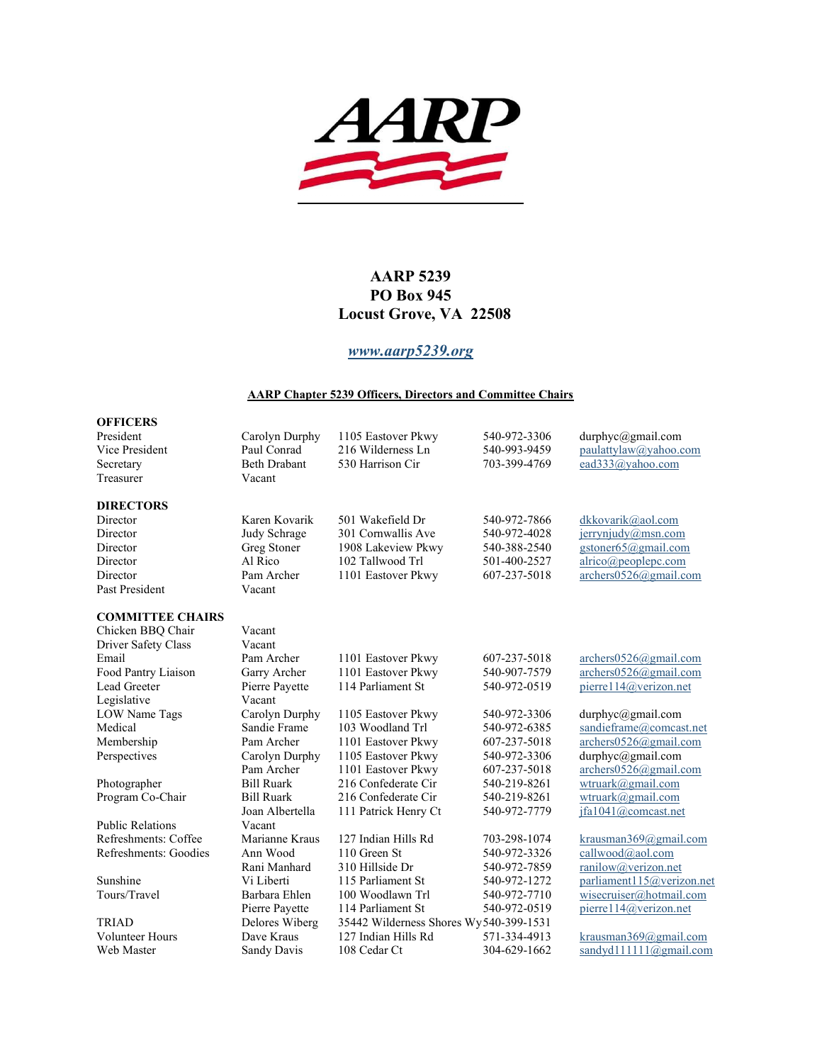**AARP 5239**
**PO Box 945**
**Locust Grove, VA 22508**

***www.aarp5239.org***

**AARP Chapter 5239 Officers, Directors and Committee Chairs**

| | | | | |
|---|---|---|---|---|
| **OFFICERS** | | | | |
| President | Carolyn Durphy | 1105 Eastover Pkwy | 540-972-3306 | durphyc@gmail.com |
| Vice President | Paul Conrad | 216 Wilderness Ln | 540-993-9459 | paulattylaw@yahoo.com |
| Secretary | Beth Drabant | 530 Harrison Cir | 703-399-4769 | ead333@yahoo.com |
| Treasurer | Vacant | | | |
| **DIRECTORS** | | | | |
| Director | Karen Kovarik | 501 Wakefield Dr | 540-972-7866 | dkkovarik@aol.com |
| Director | Judy Schrage | 301 Cornwallis Ave | 540-972-4028 | jerrynjudy@msn.com |
| Director | Greg Stoner | 1908 Lakeview Pkwy | 540-388-2540 | gstoner65@gmail.com |
| Director | Al Rico | 102 Tallwood Trl | 501-400-2527 | alrico@peoplepc.com |
| Director | Pam Archer | 1101 Eastover Pkwy | 607-237-5018 | archers0526@gmail.com |
| Past President | Vacant | | | |
| **COMMITTEE CHAIRS** | | | | |
| Chicken BBQ Chair | Vacant | | | |
| Driver Safety Class | Vacant | | | |
| Email | Pam Archer | 1101 Eastover Pkwy | 607-237-5018 | archers0526@gmail.com |
| Food Pantry Liaison | Garry Archer | 1101 Eastover Pkwy | 540-907-7579 | archers0526@gmail.com |
| Lead Greeter | Pierre Payette | 114 Parliament St | 540-972-0519 | pierre114@verizon.net |
| Legislative | Vacant | | | |
| LOW Name Tags | Carolyn Durphy | 1105 Eastover Pkwy | 540-972-3306 | durphyc@gmail.com |
| Medical | Sandie Frame | 103 Woodland Trl | 540-972-6385 | sandieframe@comcast.net |
| Membership | Pam Archer | 1101 Eastover Pkwy | 607-237-5018 | archers0526@gmail.com |
| Perspectives | Carolyn Durphy | 1105 Eastover Pkwy | 540-972-3306 | durphyc@gmail.com |
| | Pam Archer | 1101 Eastover Pkwy | 607-237-5018 | archers0526@gmail.com |
| Photographer | Bill Ruark | 216 Confederate Cir | 540-219-8261 | wtruark@gmail.com |
| Program Co-Chair | Bill Ruark | 216 Confederate Cir | 540-219-8261 | wtruark@gmail.com |
| | Joan Albertella | 111 Patrick Henry Ct | 540-972-7779 | jfa1041@comcast.net |
| Public Relations | Vacant | | | |
| Refreshments: Coffee | Marianne Kraus | 127 Indian Hills Rd | 703-298-1074 | krausman369@gmail.com |
| Refreshments: Goodies | Ann Wood | 110 Green St | 540-972-3326 | callwood@aol.com |
| | Rani Manhard | 310 Hillside Dr | 540-972-7859 | ranilow@verizon.net |
| Sunshine | Vi Liberti | 115 Parliament St | 540-972-1272 | parliament115@verizon.net |
| Tours/Travel | Barbara Ehlen | 100 Woodlawn Trl | 540-972-7710 | wisecruiser@hotmail.com |
| | Pierre Payette | 114 Parliament St | 540-972-0519 | pierre114@verizon.net |
| TRIAD | Delores Wiberg | 35442 Wilderness Shores Wy | 540-399-1531 | |
| Volunteer Hours | Dave Kraus | 127 Indian Hills Rd | 571-334-4913 | krausman369@gmail.com |
| Web Master | Sandy Davis | 108 Cedar Ct | 304-629-1662 | sandyd111111@gmail.com |